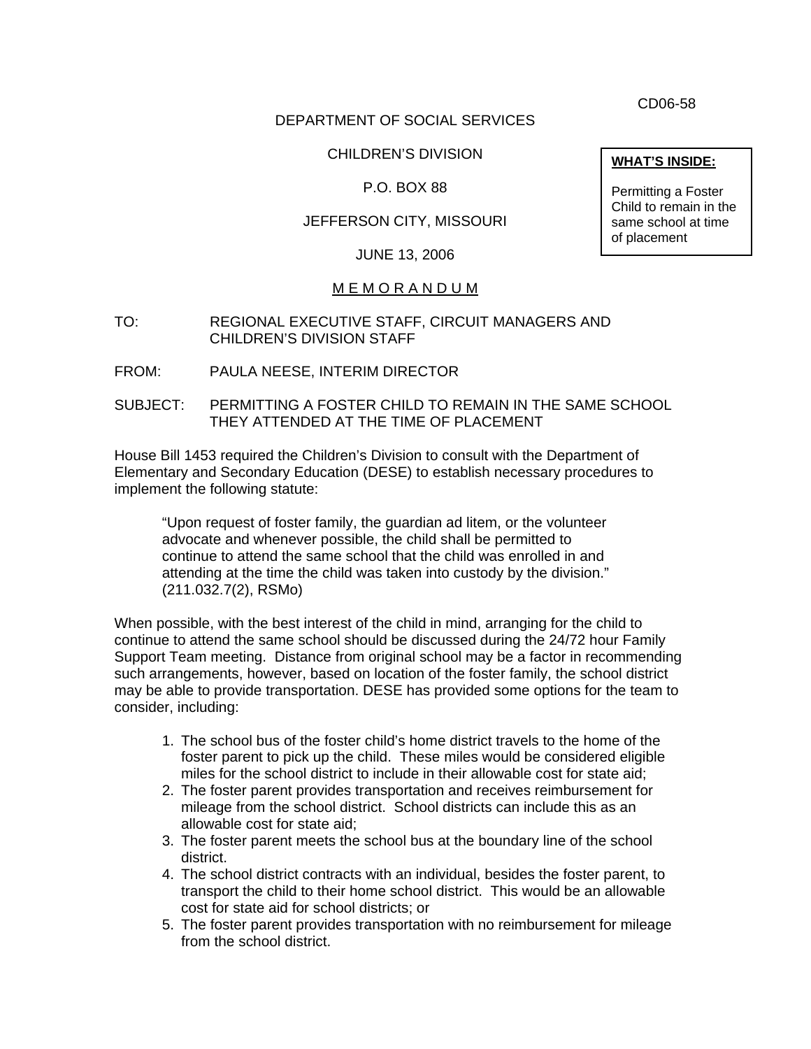CD06-58

DEPARTMENT OF SOCIAL SERVICES

CHILDREN'S DIVISION

P.O. BOX 88

JEFFERSON CITY, MISSOURI

JUNE 13, 2006

**WHAT'S INSIDE:**

Permitting a Foster Child to remain in the same school at time of placement

<u>M E M O R A N D U M</u>

TO: REGIONAL EXECUTIVE STAFF, CIRCUIT MANAGERS AND CHILDREN'S DIVISION STAFF

FROM: PAULA NEESE, INTERIM DIRECTOR

SUBJECT: PERMITTING A FOSTER CHILD TO REMAIN IN THE SAME SCHOOL THEY ATTENDED AT THE TIME OF PLACEMENT

House Bill 1453 required the Children's Division to consult with the Department of Elementary and Secondary Education (DESE) to establish necessary procedures to implement the following statute:

> "Upon request of foster family, the guardian ad litem, or the volunteer advocate and whenever possible, the child shall be permitted to continue to attend the same school that the child was enrolled in and attending at the time the child was taken into custody by the division." (211.032.7(2), RSMo)

When possible, with the best interest of the child in mind, arranging for the child to continue to attend the same school should be discussed during the 24/72 hour Family Support Team meeting. Distance from original school may be a factor in recommending such arrangements, however, based on location of the foster family, the school district may be able to provide transportation. DESE has provided some options for the team to consider, including:

1. The school bus of the foster child's home district travels to the home of the foster parent to pick up the child. These miles would be considered eligible miles for the school district to include in their allowable cost for state aid;
2. The foster parent provides transportation and receives reimbursement for mileage from the school district. School districts can include this as an allowable cost for state aid;
3. The foster parent meets the school bus at the boundary line of the school district.
4. The school district contracts with an individual, besides the foster parent, to transport the child to their home school district. This would be an allowable cost for state aid for school districts; or
5. The foster parent provides transportation with no reimbursement for mileage from the school district.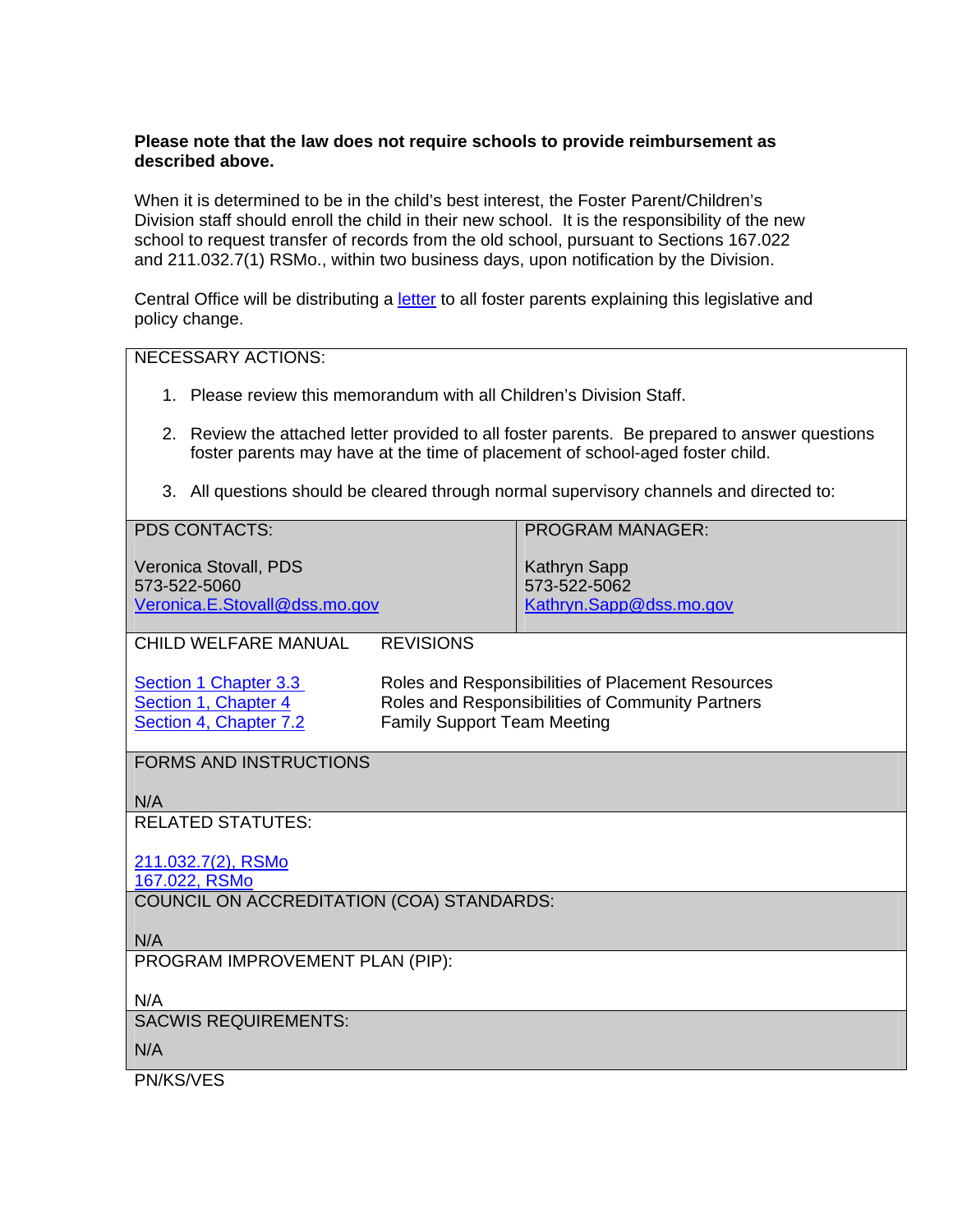**Please note that the law does not require schools to provide reimbursement as described above.**

When it is determined to be in the child's best interest, the Foster Parent/Children's Division staff should enroll the child in their new school. It is the responsibility of the new school to request transfer of records from the old school, pursuant to Sections 167.022 and 211.032.7(1) RSMo., within two business days, upon notification by the Division.

Central Office will be distributing a letter to all foster parents explaining this legislative and policy change.

NECESSARY ACTIONS:

1. Please review this memorandum with all Children's Division Staff.
2. Review the attached letter provided to all foster parents. Be prepared to answer questions foster parents may have at the time of placement of school-aged foster child.
3. All questions should be cleared through normal supervisory channels and directed to:

| PDS CONTACTS: | PROGRAM MANAGER: |
|---|---|
| Veronica Stovall, PDS<br>573-522-5060<br>Veronica.E.Stovall@dss.mo.gov | Kathryn Sapp<br>573-522-5062<br>Kathryn.Sapp@dss.mo.gov |

| CHILD WELFARE MANUAL | REVISIONS |
|---|---|
| Section 1 Chapter 3.3 | Roles and Responsibilities of Placement Resources |
| Section 1, Chapter 4 | Roles and Responsibilities of Community Partners |
| Section 4, Chapter 7.2 | Family Support Team Meeting |

FORMS AND INSTRUCTIONS

N/A

RELATED STATUTES:

211.032.7(2), RSMo
167.022, RSMo

COUNCIL ON ACCREDITATION (COA) STANDARDS:

N/A

PROGRAM IMPROVEMENT PLAN (PIP):

N/A

SACWIS REQUIREMENTS:

N/A

PN/KS/VES